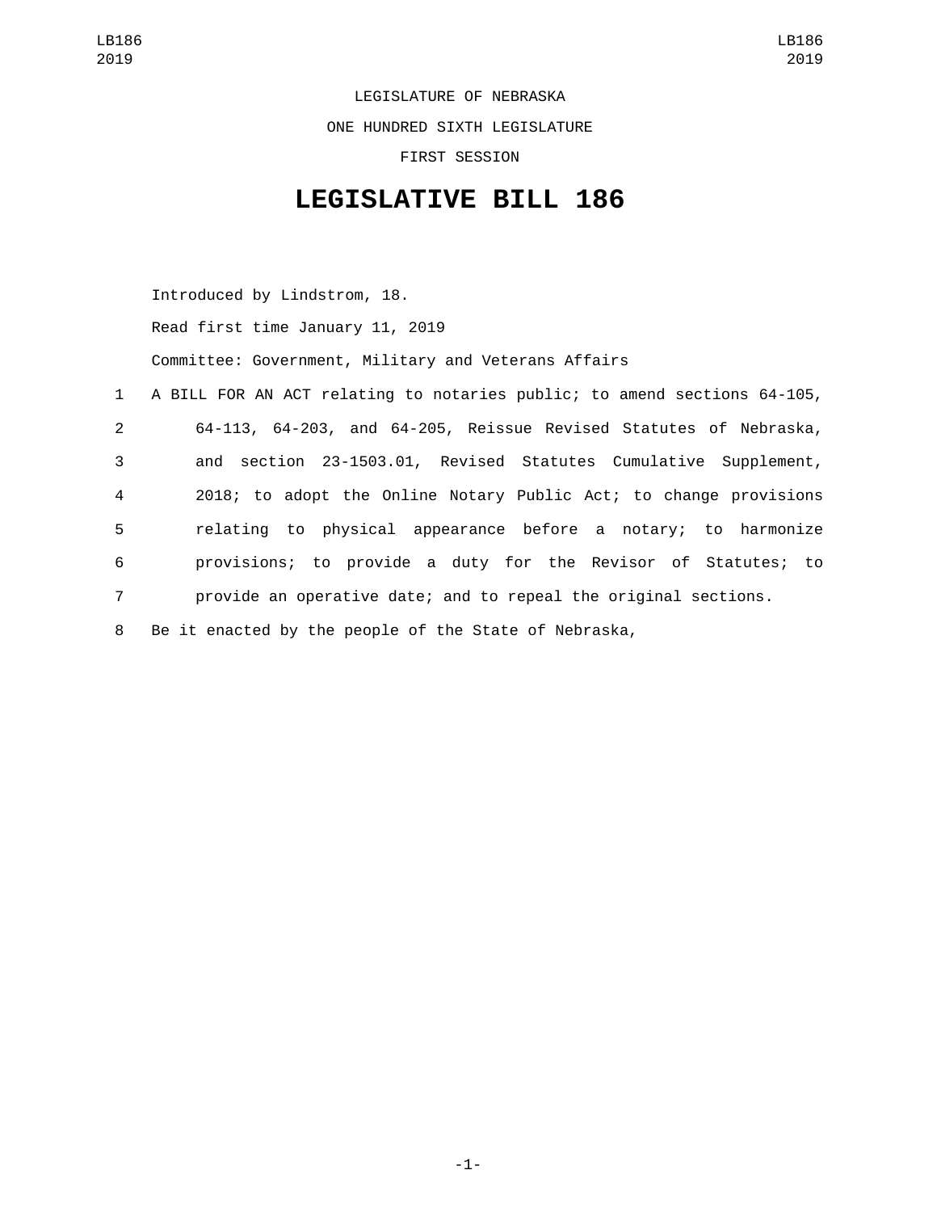LEGISLATURE OF NEBRASKA

ONE HUNDRED SIXTH LEGISLATURE

FIRST SESSION

# LEGISLATIVE BILL 186

Introduced by Lindstrom, 18.

Read first time January 11, 2019

Committee: Government, Military and Veterans Affairs

1 A BILL FOR AN ACT relating to notaries public; to amend sections 64-105,
2 64-113, 64-203, and 64-205, Reissue Revised Statutes of Nebraska,
3 and section 23-1503.01, Revised Statutes Cumulative Supplement,
4 2018; to adopt the Online Notary Public Act; to change provisions
5 relating to physical appearance before a notary; to harmonize
6 provisions; to provide a duty for the Revisor of Statutes; to
7 provide an operative date; and to repeal the original sections.
8 Be it enacted by the people of the State of Nebraska,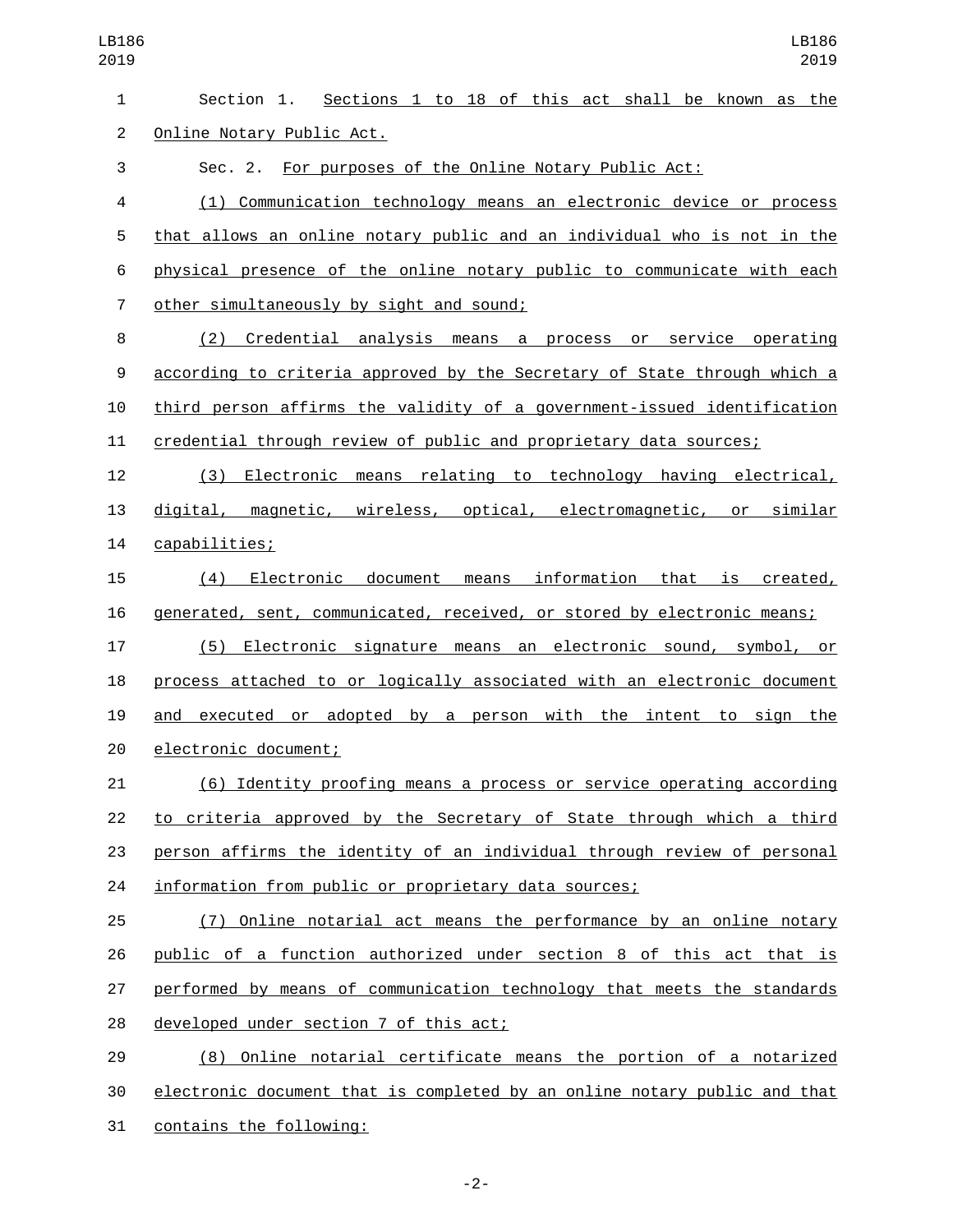Section 1. Sections 1 to 18 of this act shall be known as the Online Notary Public Act.

Sec. 2. For purposes of the Online Notary Public Act:

(1) Communication technology means an electronic device or process that allows an online notary public and an individual who is not in the physical presence of the online notary public to communicate with each other simultaneously by sight and sound;

(2) Credential analysis means a process or service operating according to criteria approved by the Secretary of State through which a third person affirms the validity of a government-issued identification credential through review of public and proprietary data sources;

(3) Electronic means relating to technology having electrical, digital, magnetic, wireless, optical, electromagnetic, or similar capabilities;

(4) Electronic document means information that is created, generated, sent, communicated, received, or stored by electronic means;

(5) Electronic signature means an electronic sound, symbol, or process attached to or logically associated with an electronic document and executed or adopted by a person with the intent to sign the electronic document;

(6) Identity proofing means a process or service operating according to criteria approved by the Secretary of State through which a third person affirms the identity of an individual through review of personal information from public or proprietary data sources;

(7) Online notarial act means the performance by an online notary public of a function authorized under section 8 of this act that is performed by means of communication technology that meets the standards developed under section 7 of this act;

(8) Online notarial certificate means the portion of a notarized electronic document that is completed by an online notary public and that contains the following: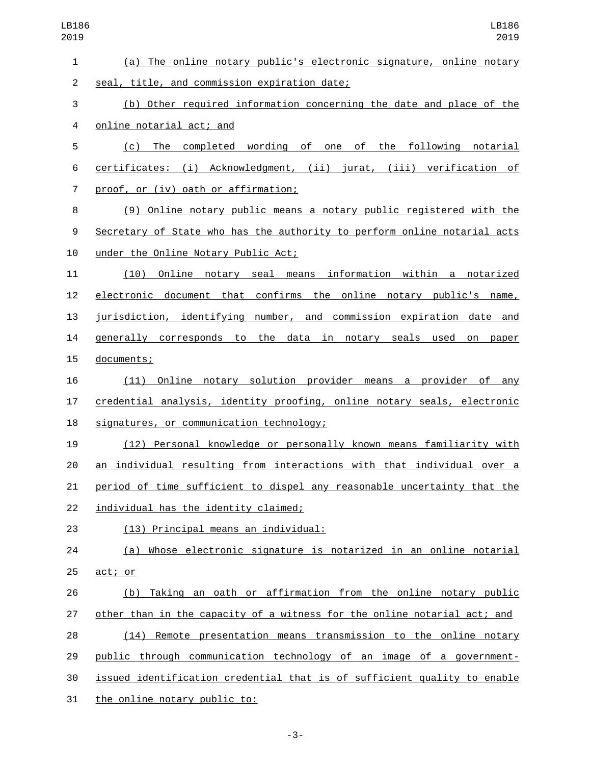(a) The online notary public's electronic signature, online notary seal, title, and commission expiration date;

(b) Other required information concerning the date and place of the online notarial act; and

(c) The completed wording of one of the following notarial certificates: (i) Acknowledgment, (ii) jurat, (iii) verification of proof, or (iv) oath or affirmation;

(9) Online notary public means a notary public registered with the Secretary of State who has the authority to perform online notarial acts under the Online Notary Public Act;

(10) Online notary seal means information within a notarized electronic document that confirms the online notary public's name, jurisdiction, identifying number, and commission expiration date and generally corresponds to the data in notary seals used on paper documents;

(11) Online notary solution provider means a provider of any credential analysis, identity proofing, online notary seals, electronic signatures, or communication technology;

(12) Personal knowledge or personally known means familiarity with an individual resulting from interactions with that individual over a period of time sufficient to dispel any reasonable uncertainty that the individual has the identity claimed;

(13) Principal means an individual:

(a) Whose electronic signature is notarized in an online notarial act; or

(b) Taking an oath or affirmation from the online notary public other than in the capacity of a witness for the online notarial act; and

(14) Remote presentation means transmission to the online notary public through communication technology of an image of a government-issued identification credential that is of sufficient quality to enable the online notary public to: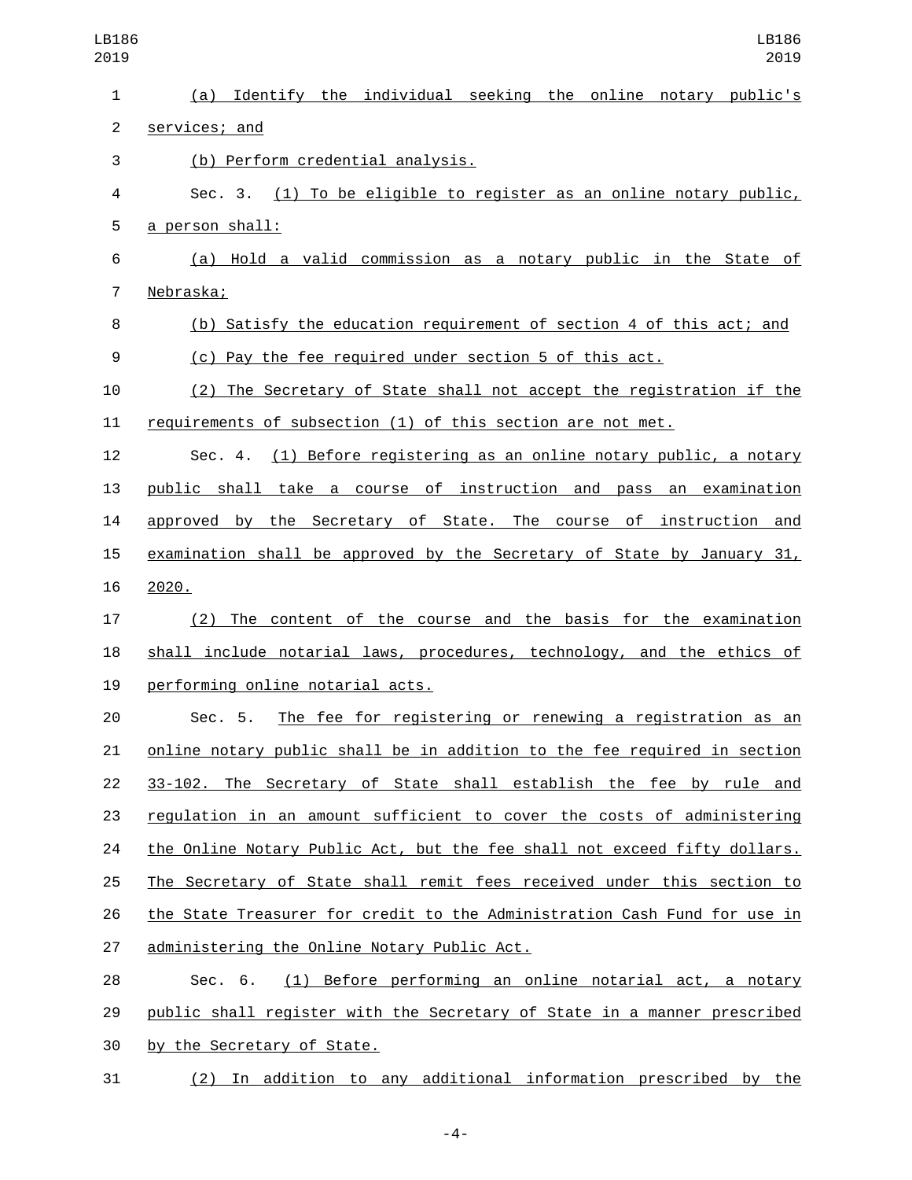(a) Identify the individual seeking the online notary public's services; and

(b) Perform credential analysis.

Sec. 3. (1) To be eligible to register as an online notary public, a person shall:

(a) Hold a valid commission as a notary public in the State of Nebraska;

(b) Satisfy the education requirement of section 4 of this act; and

(c) Pay the fee required under section 5 of this act.

(2) The Secretary of State shall not accept the registration if the requirements of subsection (1) of this section are not met.

Sec. 4. (1) Before registering as an online notary public, a notary public shall take a course of instruction and pass an examination approved by the Secretary of State. The course of instruction and examination shall be approved by the Secretary of State by January 31, 2020.

(2) The content of the course and the basis for the examination shall include notarial laws, procedures, technology, and the ethics of performing online notarial acts.

Sec. 5. The fee for registering or renewing a registration as an online notary public shall be in addition to the fee required in section 33-102. The Secretary of State shall establish the fee by rule and regulation in an amount sufficient to cover the costs of administering the Online Notary Public Act, but the fee shall not exceed fifty dollars. The Secretary of State shall remit fees received under this section to the State Treasurer for credit to the Administration Cash Fund for use in administering the Online Notary Public Act.

Sec. 6. (1) Before performing an online notarial act, a notary public shall register with the Secretary of State in a manner prescribed by the Secretary of State.

(2) In addition to any additional information prescribed by the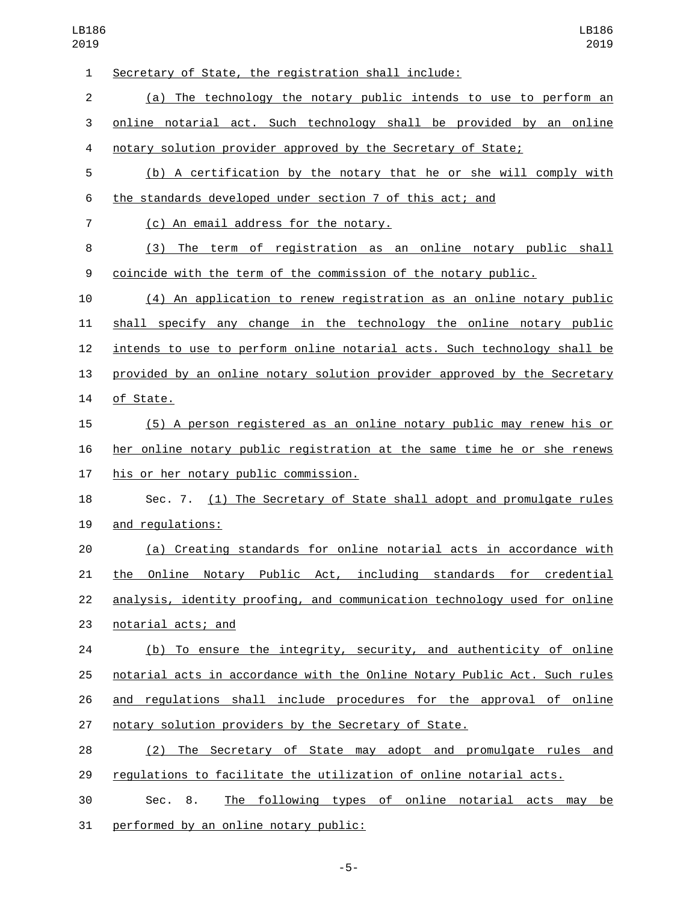Secretary of State, the registration shall include:

(a) The technology the notary public intends to use to perform an online notarial act. Such technology shall be provided by an online notary solution provider approved by the Secretary of State;

(b) A certification by the notary that he or she will comply with the standards developed under section 7 of this act; and

(c) An email address for the notary.

(3) The term of registration as an online notary public shall coincide with the term of the commission of the notary public.

(4) An application to renew registration as an online notary public shall specify any change in the technology the online notary public intends to use to perform online notarial acts. Such technology shall be provided by an online notary solution provider approved by the Secretary of State.

(5) A person registered as an online notary public may renew his or her online notary public registration at the same time he or she renews his or her notary public commission.

Sec. 7. (1) The Secretary of State shall adopt and promulgate rules and regulations:

(a) Creating standards for online notarial acts in accordance with the Online Notary Public Act, including standards for credential analysis, identity proofing, and communication technology used for online notarial acts; and

(b) To ensure the integrity, security, and authenticity of online notarial acts in accordance with the Online Notary Public Act. Such rules and regulations shall include procedures for the approval of online notary solution providers by the Secretary of State.

(2) The Secretary of State may adopt and promulgate rules and regulations to facilitate the utilization of online notarial acts.

Sec. 8. The following types of online notarial acts may be performed by an online notary public: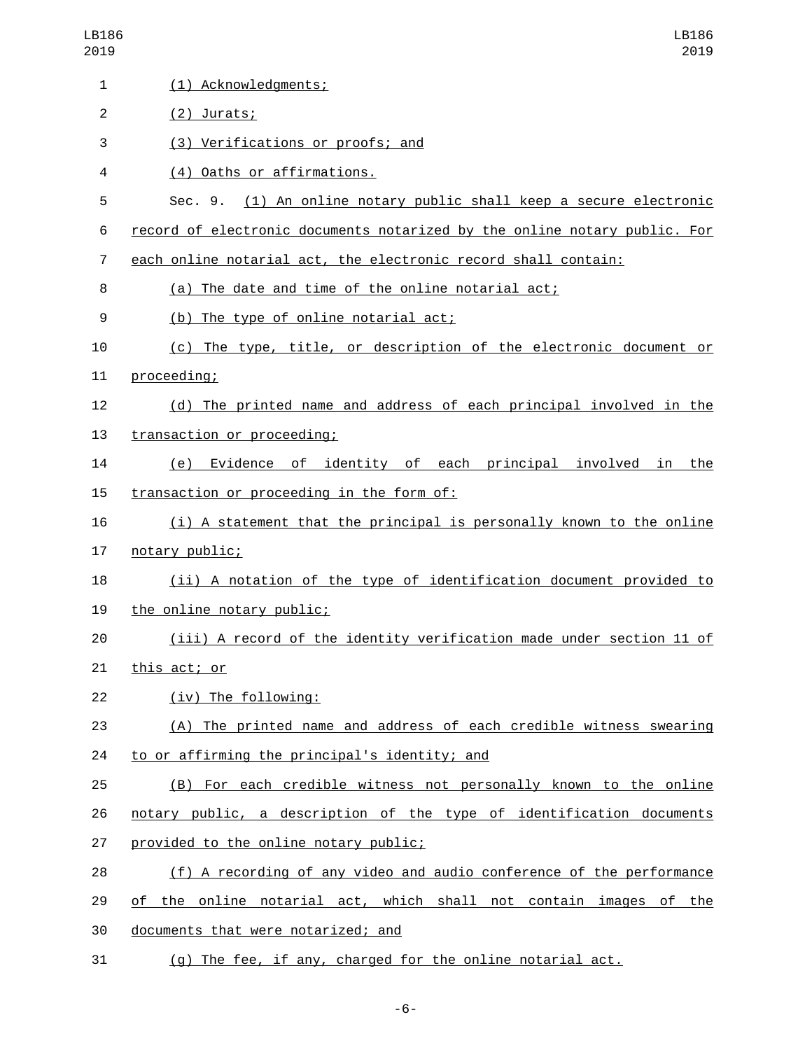(1) Acknowledgments;

(2) Jurats;

(3) Verifications or proofs; and

(4) Oaths or affirmations.

Sec. 9. (1) An online notary public shall keep a secure electronic record of electronic documents notarized by the online notary public. For each online notarial act, the electronic record shall contain:

(a) The date and time of the online notarial act;

(b) The type of online notarial act;

(c) The type, title, or description of the electronic document or proceeding;

(d) The printed name and address of each principal involved in the transaction or proceeding;

(e) Evidence of identity of each principal involved in the transaction or proceeding in the form of:

(i) A statement that the principal is personally known to the online notary public;

(ii) A notation of the type of identification document provided to the online notary public;

(iii) A record of the identity verification made under section 11 of this act; or

(iv) The following:

(A) The printed name and address of each credible witness swearing to or affirming the principal's identity; and

(B) For each credible witness not personally known to the online notary public, a description of the type of identification documents provided to the online notary public;

(f) A recording of any video and audio conference of the performance of the online notarial act, which shall not contain images of the documents that were notarized; and

(g) The fee, if any, charged for the online notarial act.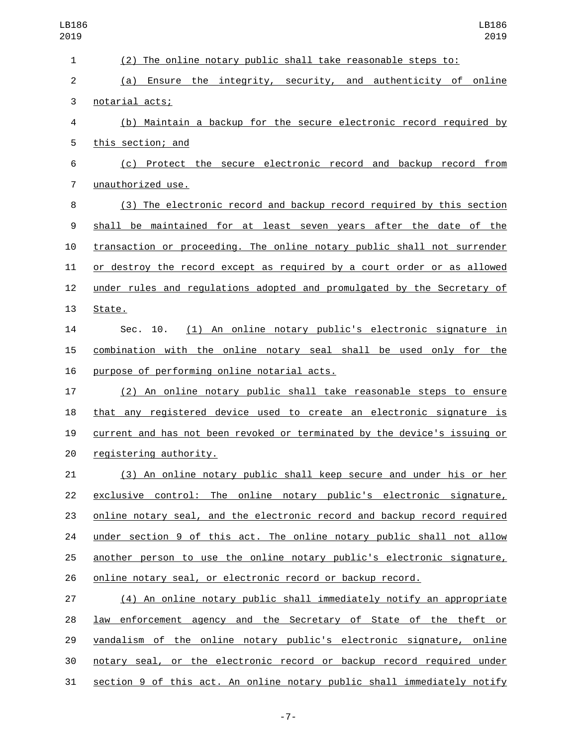(2) The online notary public shall take reasonable steps to:

(a) Ensure the integrity, security, and authenticity of online notarial acts;

(b) Maintain a backup for the secure electronic record required by this section; and

(c) Protect the secure electronic record and backup record from unauthorized use.

(3) The electronic record and backup record required by this section shall be maintained for at least seven years after the date of the transaction or proceeding. The online notary public shall not surrender or destroy the record except as required by a court order or as allowed under rules and regulations adopted and promulgated by the Secretary of State.

Sec. 10. (1) An online notary public's electronic signature in combination with the online notary seal shall be used only for the purpose of performing online notarial acts.

(2) An online notary public shall take reasonable steps to ensure that any registered device used to create an electronic signature is current and has not been revoked or terminated by the device's issuing or registering authority.

(3) An online notary public shall keep secure and under his or her exclusive control: The online notary public's electronic signature, online notary seal, and the electronic record and backup record required under section 9 of this act. The online notary public shall not allow another person to use the online notary public's electronic signature, online notary seal, or electronic record or backup record.

(4) An online notary public shall immediately notify an appropriate law enforcement agency and the Secretary of State of the theft or vandalism of the online notary public's electronic signature, online notary seal, or the electronic record or backup record required under section 9 of this act. An online notary public shall immediately notify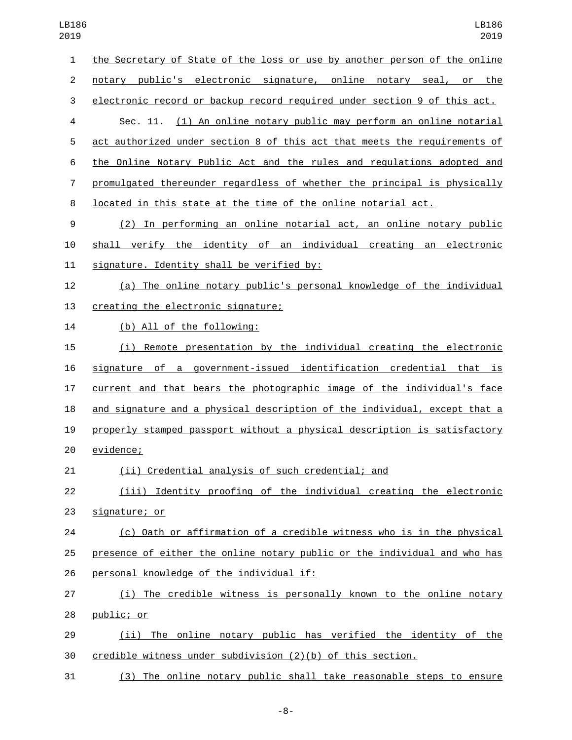the Secretary of State of the loss or use by another person of the online notary public's electronic signature, online notary seal, or the electronic record or backup record required under section 9 of this act.

Sec. 11. (1) An online notary public may perform an online notarial act authorized under section 8 of this act that meets the requirements of the Online Notary Public Act and the rules and regulations adopted and promulgated thereunder regardless of whether the principal is physically located in this state at the time of the online notarial act.

(2) In performing an online notarial act, an online notary public shall verify the identity of an individual creating an electronic signature. Identity shall be verified by:

(a) The online notary public's personal knowledge of the individual creating the electronic signature;

(b) All of the following:

(i) Remote presentation by the individual creating the electronic signature of a government-issued identification credential that is current and that bears the photographic image of the individual's face and signature and a physical description of the individual, except that a properly stamped passport without a physical description is satisfactory evidence;

(ii) Credential analysis of such credential; and

(iii) Identity proofing of the individual creating the electronic signature; or

(c) Oath or affirmation of a credible witness who is in the physical presence of either the online notary public or the individual and who has personal knowledge of the individual if:

(i) The credible witness is personally known to the online notary public; or

(ii) The online notary public has verified the identity of the credible witness under subdivision (2)(b) of this section.

(3) The online notary public shall take reasonable steps to ensure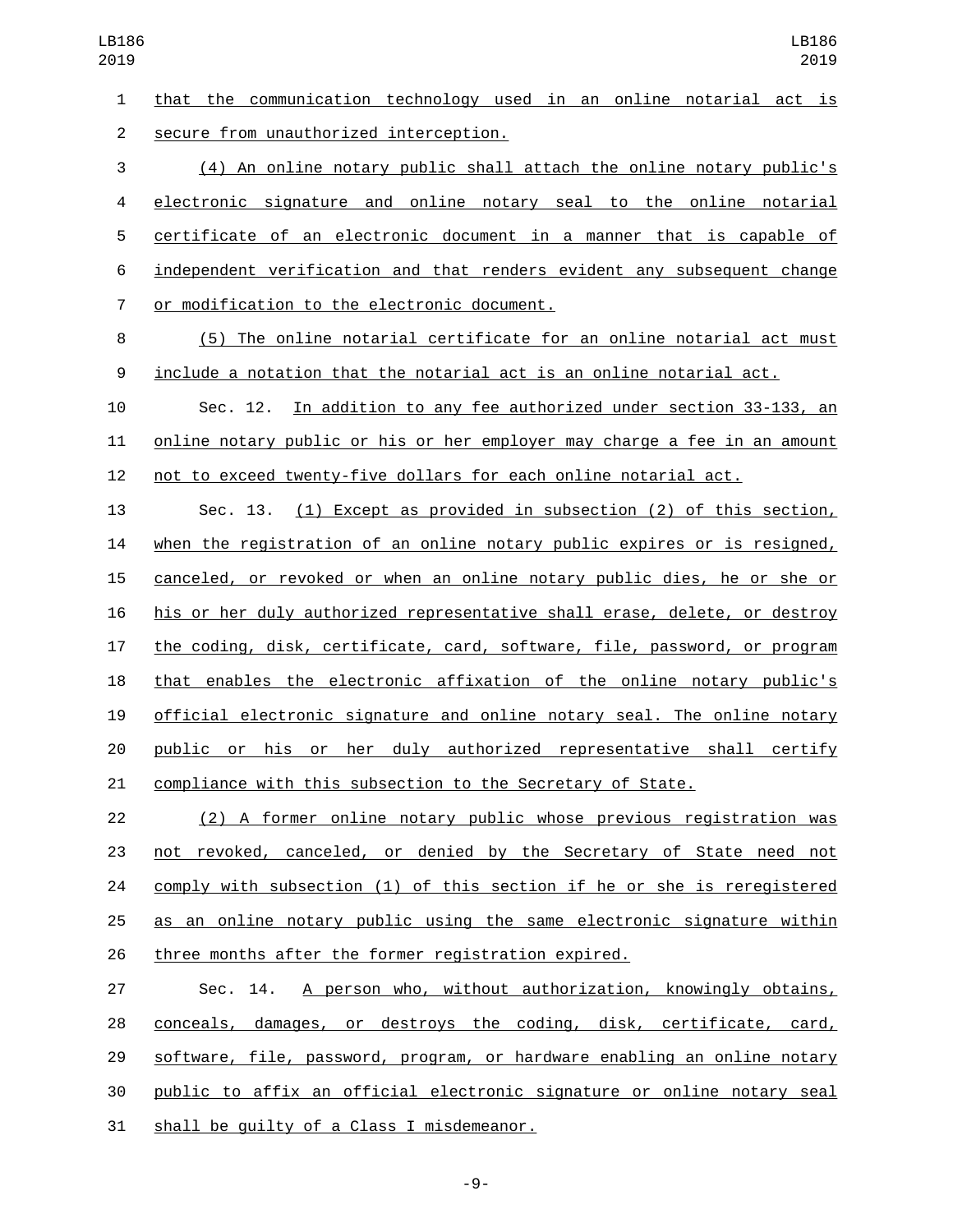that the communication technology used in an online notarial act is secure from unauthorized interception.

(4) An online notary public shall attach the online notary public's electronic signature and online notary seal to the online notarial certificate of an electronic document in a manner that is capable of independent verification and that renders evident any subsequent change or modification to the electronic document.

(5) The online notarial certificate for an online notarial act must include a notation that the notarial act is an online notarial act.

Sec. 12. In addition to any fee authorized under section 33-133, an online notary public or his or her employer may charge a fee in an amount not to exceed twenty-five dollars for each online notarial act.

Sec. 13. (1) Except as provided in subsection (2) of this section, when the registration of an online notary public expires or is resigned, canceled, or revoked or when an online notary public dies, he or she or his or her duly authorized representative shall erase, delete, or destroy the coding, disk, certificate, card, software, file, password, or program that enables the electronic affixation of the online notary public's official electronic signature and online notary seal. The online notary public or his or her duly authorized representative shall certify compliance with this subsection to the Secretary of State.

(2) A former online notary public whose previous registration was not revoked, canceled, or denied by the Secretary of State need not comply with subsection (1) of this section if he or she is reregistered as an online notary public using the same electronic signature within three months after the former registration expired.

Sec. 14. A person who, without authorization, knowingly obtains, conceals, damages, or destroys the coding, disk, certificate, card, software, file, password, program, or hardware enabling an online notary public to affix an official electronic signature or online notary seal shall be guilty of a Class I misdemeanor.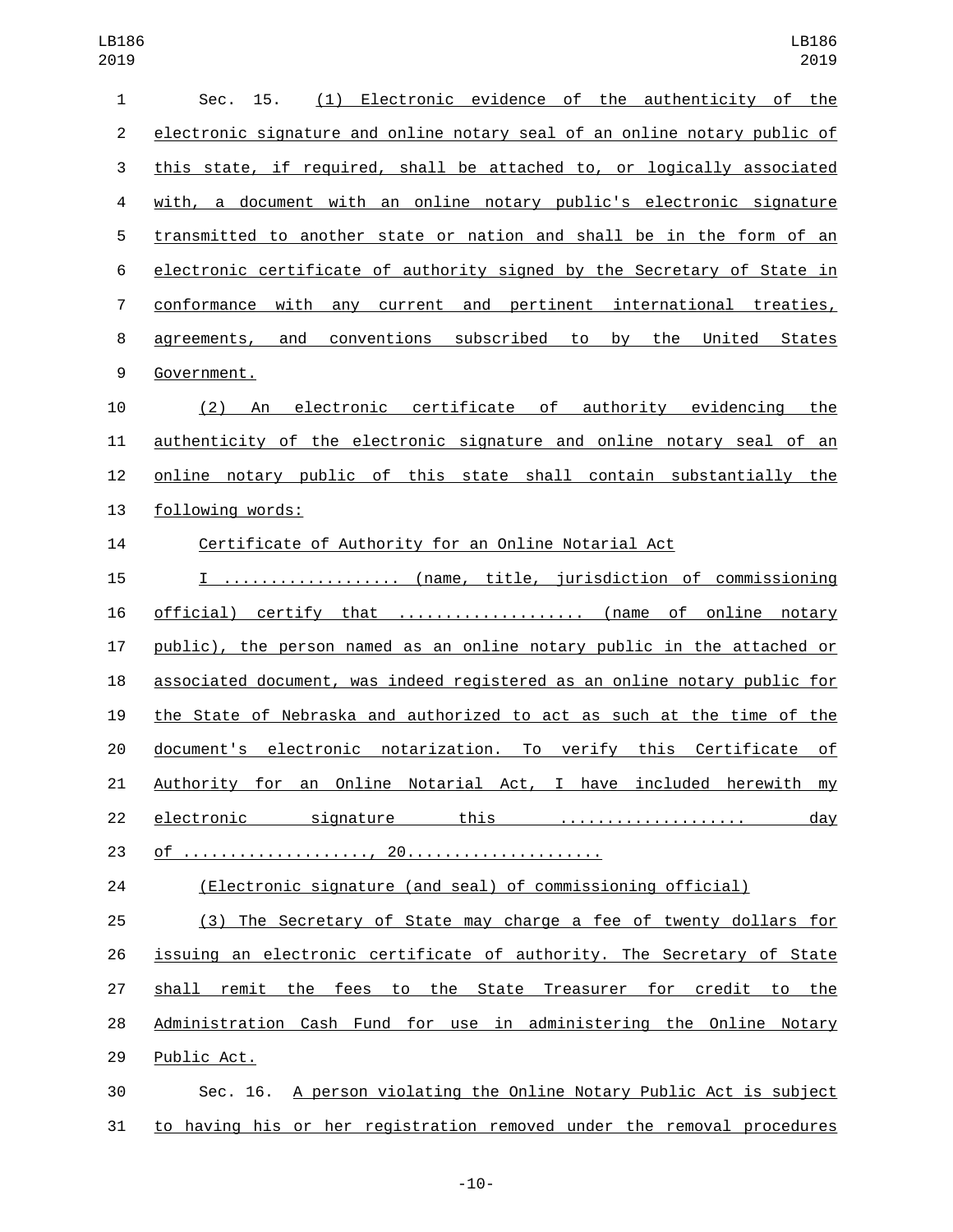Sec. 15. (1) Electronic evidence of the authenticity of the electronic signature and online notary seal of an online notary public of this state, if required, shall be attached to, or logically associated with, a document with an online notary public's electronic signature transmitted to another state or nation and shall be in the form of an electronic certificate of authority signed by the Secretary of State in conformance with any current and pertinent international treaties, agreements, and conventions subscribed to by the United States Government.

(2) An electronic certificate of authority evidencing the authenticity of the electronic signature and online notary seal of an online notary public of this state shall contain substantially the following words:

Certificate of Authority for an Online Notarial Act

I .................. (name, title, jurisdiction of commissioning official) certify that .................... (name of online notary public), the person named as an online notary public in the attached or associated document, was indeed registered as an online notary public for the State of Nebraska and authorized to act as such at the time of the document's electronic notarization. To verify this Certificate of Authority for an Online Notarial Act, I have included herewith my electronic signature this .................... day of ...................., 20....................

(Electronic signature (and seal) of commissioning official)

(3) The Secretary of State may charge a fee of twenty dollars for issuing an electronic certificate of authority. The Secretary of State shall remit the fees to the State Treasurer for credit to the Administration Cash Fund for use in administering the Online Notary Public Act.

Sec. 16. A person violating the Online Notary Public Act is subject to having his or her registration removed under the removal procedures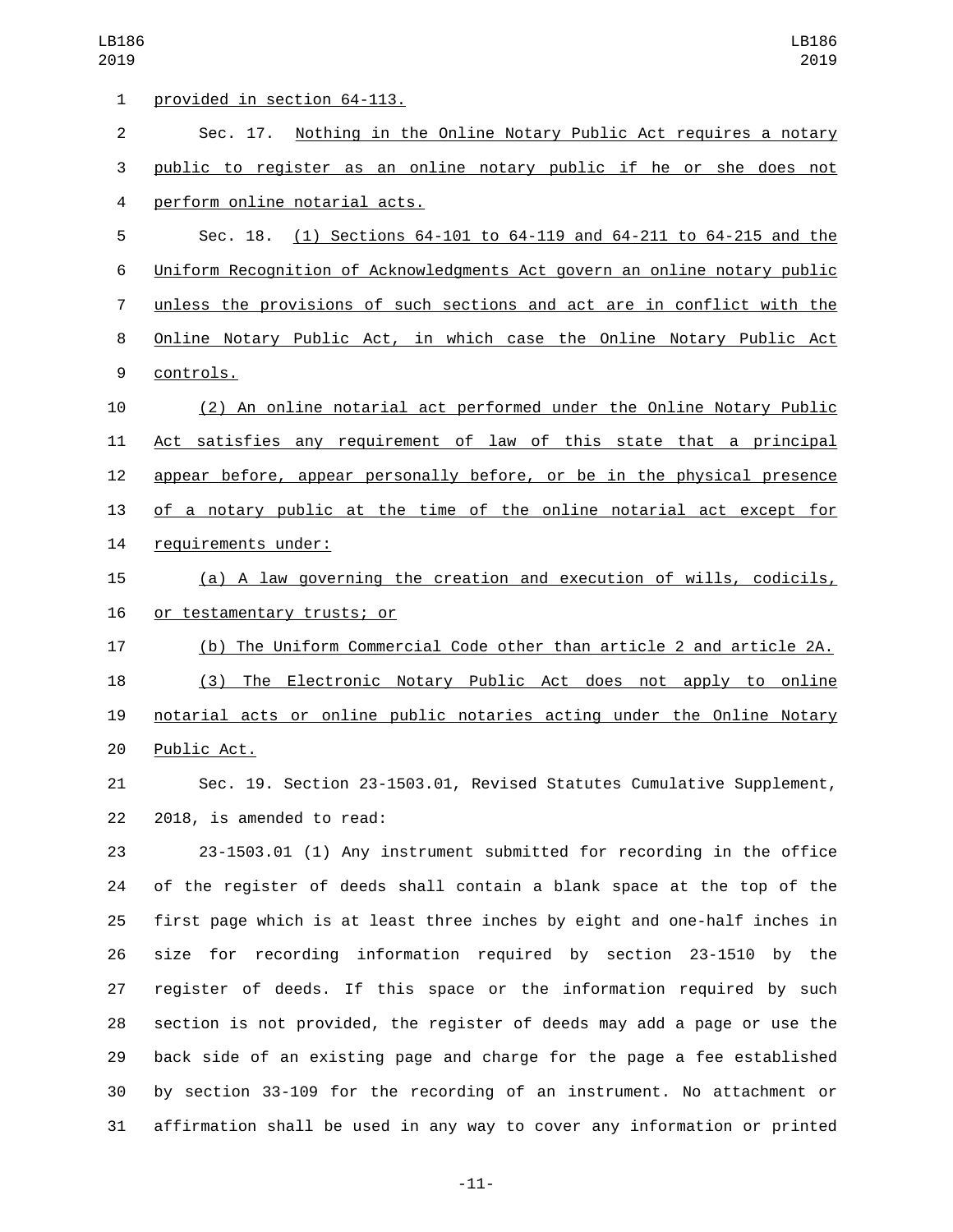provided in section 64-113.

Sec. 17. Nothing in the Online Notary Public Act requires a notary public to register as an online notary public if he or she does not perform online notarial acts.

Sec. 18. (1) Sections 64-101 to 64-119 and 64-211 to 64-215 and the Uniform Recognition of Acknowledgments Act govern an online notary public unless the provisions of such sections and act are in conflict with the Online Notary Public Act, in which case the Online Notary Public Act controls.

(2) An online notarial act performed under the Online Notary Public Act satisfies any requirement of law of this state that a principal appear before, appear personally before, or be in the physical presence of a notary public at the time of the online notarial act except for requirements under:

(a) A law governing the creation and execution of wills, codicils, or testamentary trusts; or

(b) The Uniform Commercial Code other than article 2 and article 2A.

(3) The Electronic Notary Public Act does not apply to online notarial acts or online public notaries acting under the Online Notary Public Act.

Sec. 19. Section 23-1503.01, Revised Statutes Cumulative Supplement, 2018, is amended to read:

23-1503.01 (1) Any instrument submitted for recording in the office of the register of deeds shall contain a blank space at the top of the first page which is at least three inches by eight and one-half inches in size for recording information required by section 23-1510 by the register of deeds. If this space or the information required by such section is not provided, the register of deeds may add a page or use the back side of an existing page and charge for the page a fee established by section 33-109 for the recording of an instrument. No attachment or affirmation shall be used in any way to cover any information or printed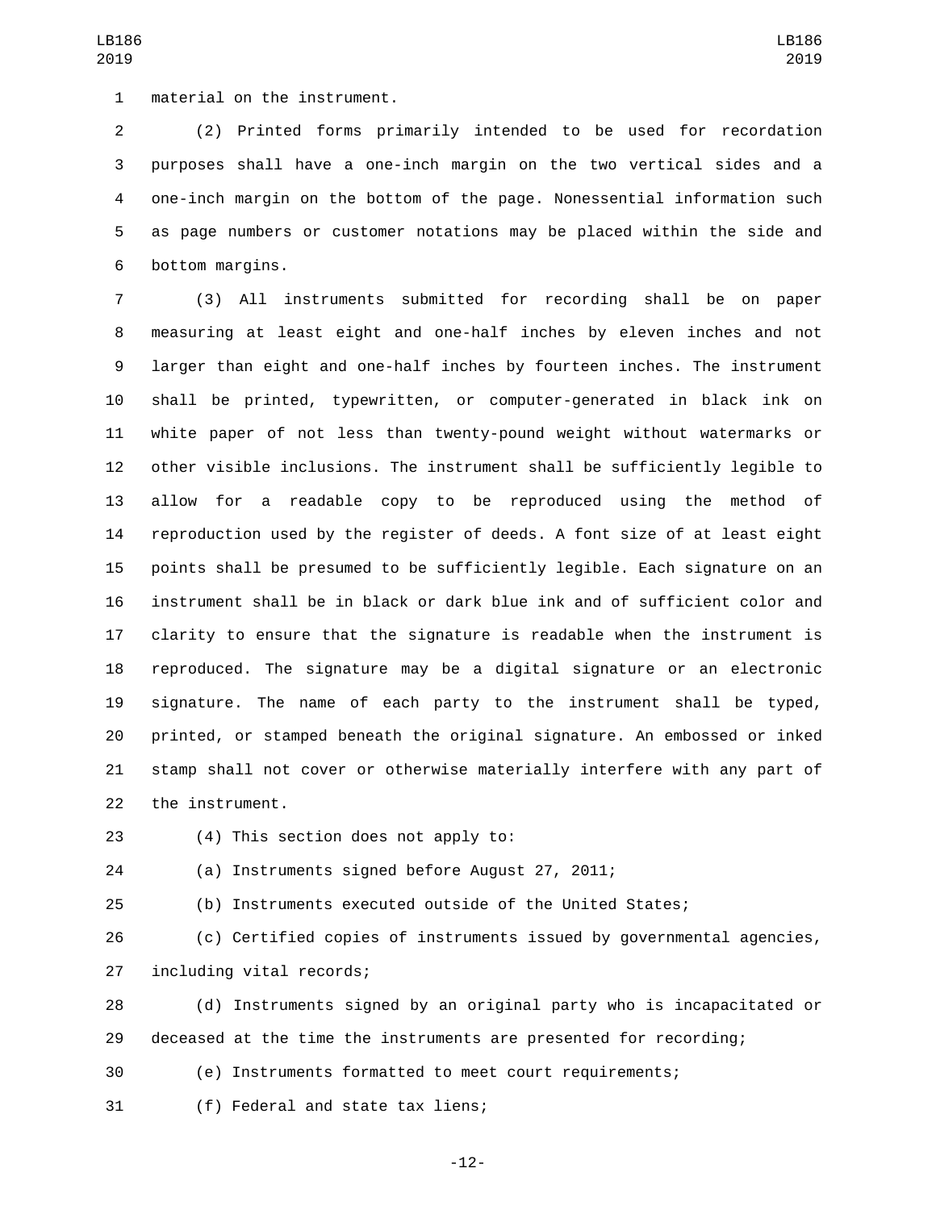material on the instrument.

(2) Printed forms primarily intended to be used for recordation purposes shall have a one-inch margin on the two vertical sides and a one-inch margin on the bottom of the page. Nonessential information such as page numbers or customer notations may be placed within the side and bottom margins.

(3) All instruments submitted for recording shall be on paper measuring at least eight and one-half inches by eleven inches and not larger than eight and one-half inches by fourteen inches. The instrument shall be printed, typewritten, or computer-generated in black ink on white paper of not less than twenty-pound weight without watermarks or other visible inclusions. The instrument shall be sufficiently legible to allow for a readable copy to be reproduced using the method of reproduction used by the register of deeds. A font size of at least eight points shall be presumed to be sufficiently legible. Each signature on an instrument shall be in black or dark blue ink and of sufficient color and clarity to ensure that the signature is readable when the instrument is reproduced. The signature may be a digital signature or an electronic signature. The name of each party to the instrument shall be typed, printed, or stamped beneath the original signature. An embossed or inked stamp shall not cover or otherwise materially interfere with any part of the instrument.

(4) This section does not apply to:

(a) Instruments signed before August 27, 2011;

(b) Instruments executed outside of the United States;

(c) Certified copies of instruments issued by governmental agencies, including vital records;

(d) Instruments signed by an original party who is incapacitated or deceased at the time the instruments are presented for recording;

(e) Instruments formatted to meet court requirements;

(f) Federal and state tax liens;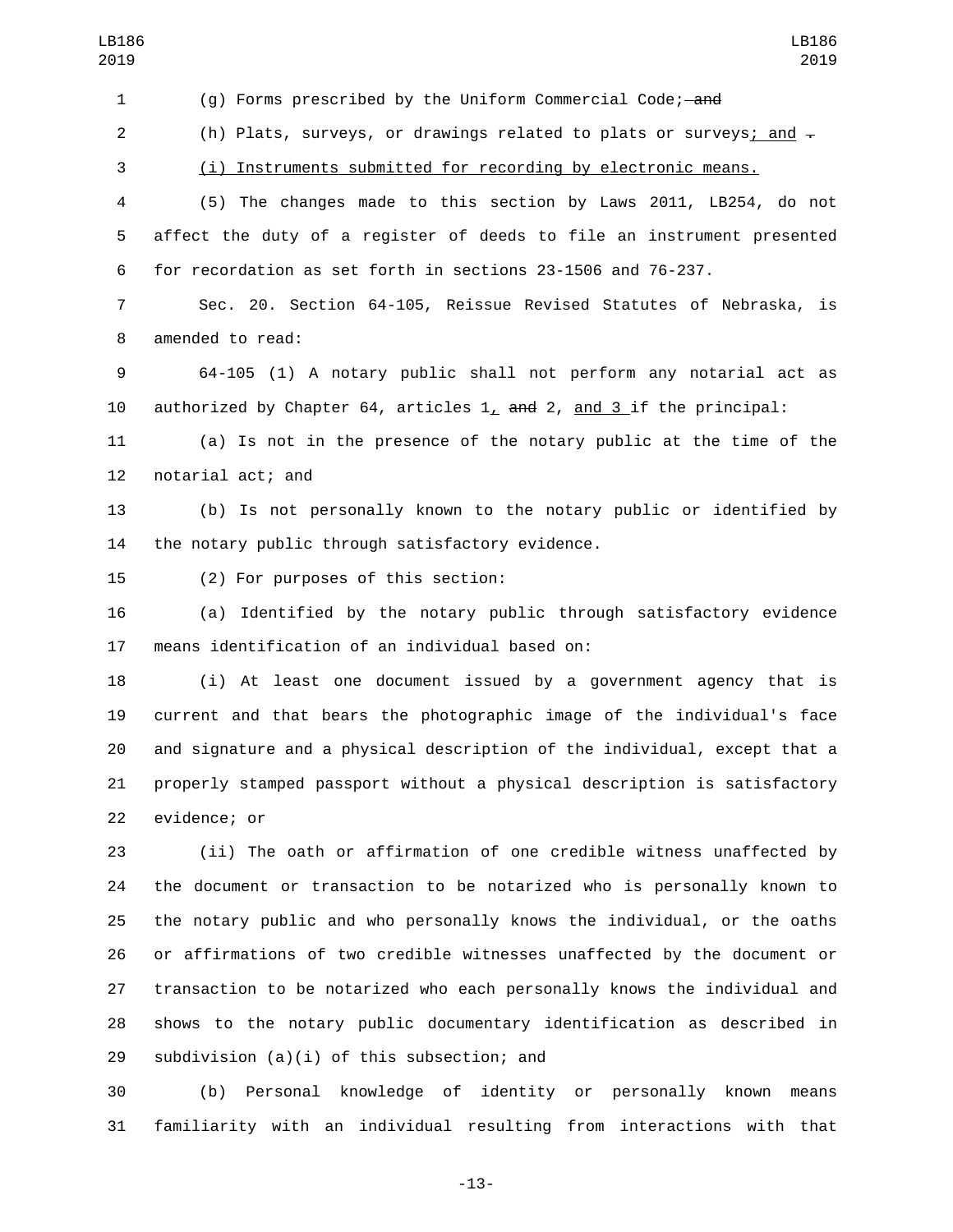(g) Forms prescribed by the Uniform Commercial Code; ~~and~~

(h) Plats, surveys, or drawings related to plats or surveys; and ~~.~~

(i) Instruments submitted for recording by electronic means.

(5) The changes made to this section by Laws 2011, LB254, do not affect the duty of a register of deeds to file an instrument presented for recordation as set forth in sections 23-1506 and 76-237.

Sec. 20. Section 64-105, Reissue Revised Statutes of Nebraska, is amended to read:

64-105 (1) A notary public shall not perform any notarial act as authorized by Chapter 64, articles 1, ~~and~~ 2, and 3 if the principal:

(a) Is not in the presence of the notary public at the time of the notarial act; and

(b) Is not personally known to the notary public or identified by the notary public through satisfactory evidence.

(2) For purposes of this section:

(a) Identified by the notary public through satisfactory evidence means identification of an individual based on:

(i) At least one document issued by a government agency that is current and that bears the photographic image of the individual's face and signature and a physical description of the individual, except that a properly stamped passport without a physical description is satisfactory evidence; or

(ii) The oath or affirmation of one credible witness unaffected by the document or transaction to be notarized who is personally known to the notary public and who personally knows the individual, or the oaths or affirmations of two credible witnesses unaffected by the document or transaction to be notarized who each personally knows the individual and shows to the notary public documentary identification as described in subdivision (a)(i) of this subsection; and

(b) Personal knowledge of identity or personally known means familiarity with an individual resulting from interactions with that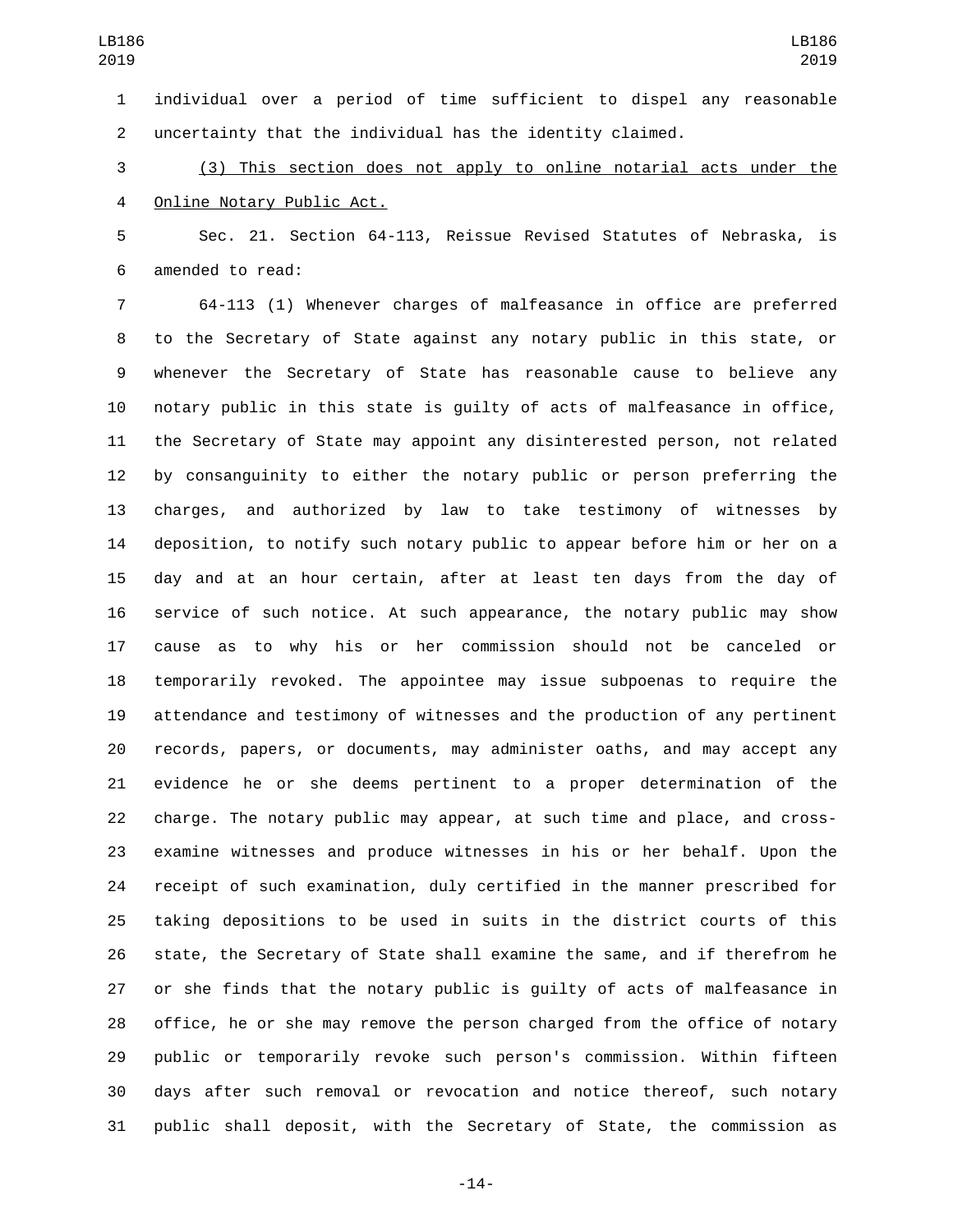individual over a period of time sufficient to dispel any reasonable uncertainty that the individual has the identity claimed.

<u>(3) This section does not apply to online notarial acts under the Online Notary Public Act.</u>

Sec. 21. Section 64-113, Reissue Revised Statutes of Nebraska, is amended to read:

64-113 (1) Whenever charges of malfeasance in office are preferred to the Secretary of State against any notary public in this state, or whenever the Secretary of State has reasonable cause to believe any notary public in this state is guilty of acts of malfeasance in office, the Secretary of State may appoint any disinterested person, not related by consanguinity to either the notary public or person preferring the charges, and authorized by law to take testimony of witnesses by deposition, to notify such notary public to appear before him or her on a day and at an hour certain, after at least ten days from the day of service of such notice. At such appearance, the notary public may show cause as to why his or her commission should not be canceled or temporarily revoked. The appointee may issue subpoenas to require the attendance and testimony of witnesses and the production of any pertinent records, papers, or documents, may administer oaths, and may accept any evidence he or she deems pertinent to a proper determination of the charge. The notary public may appear, at such time and place, and cross-examine witnesses and produce witnesses in his or her behalf. Upon the receipt of such examination, duly certified in the manner prescribed for taking depositions to be used in suits in the district courts of this state, the Secretary of State shall examine the same, and if therefrom he or she finds that the notary public is guilty of acts of malfeasance in office, he or she may remove the person charged from the office of notary public or temporarily revoke such person's commission. Within fifteen days after such removal or revocation and notice thereof, such notary public shall deposit, with the Secretary of State, the commission as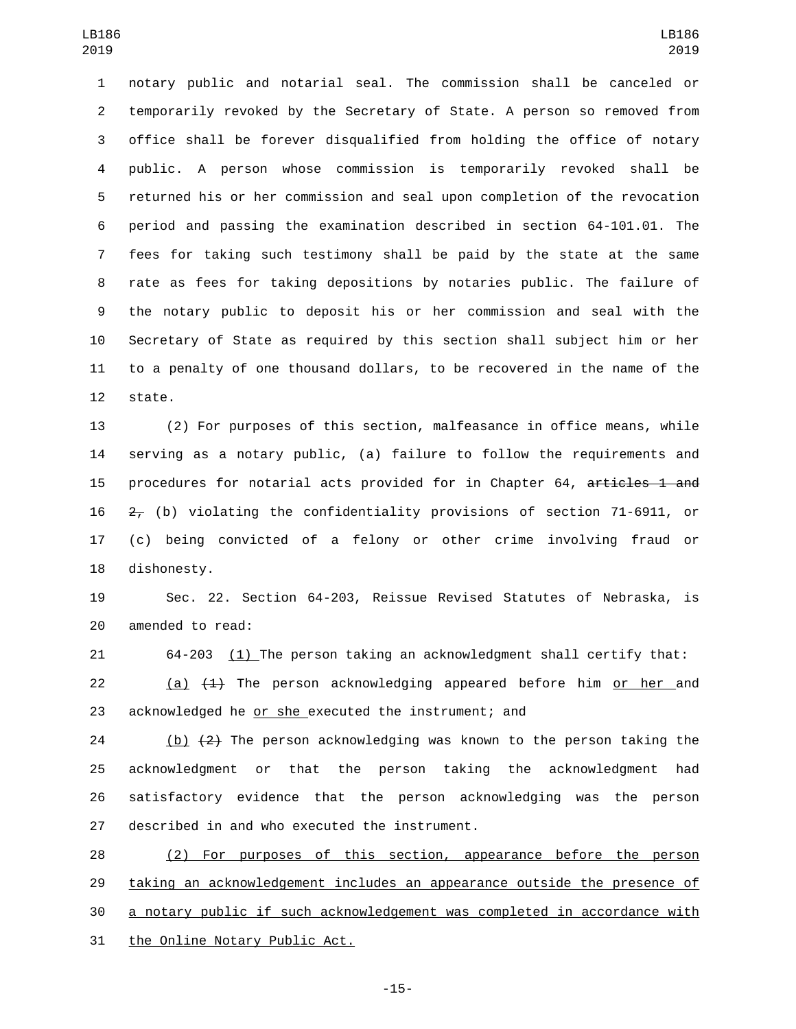notary public and notarial seal. The commission shall be canceled or temporarily revoked by the Secretary of State. A person so removed from office shall be forever disqualified from holding the office of notary public. A person whose commission is temporarily revoked shall be returned his or her commission and seal upon completion of the revocation period and passing the examination described in section 64-101.01. The fees for taking such testimony shall be paid by the state at the same rate as fees for taking depositions by notaries public. The failure of the notary public to deposit his or her commission and seal with the Secretary of State as required by this section shall subject him or her to a penalty of one thousand dollars, to be recovered in the name of the state.

(2) For purposes of this section, malfeasance in office means, while serving as a notary public, (a) failure to follow the requirements and procedures for notarial acts provided for in Chapter 64, ~~articles 1 and 2,~~ (b) violating the confidentiality provisions of section 71-6911, or (c) being convicted of a felony or other crime involving fraud or dishonesty.

Sec. 22. Section 64-203, Reissue Revised Statutes of Nebraska, is amended to read:

64-203 (1) The person taking an acknowledgment shall certify that:

(a) ~~(1)~~ The person acknowledging appeared before him or her and acknowledged he or she executed the instrument; and

(b) ~~(2)~~ The person acknowledging was known to the person taking the acknowledgment or that the person taking the acknowledgment had satisfactory evidence that the person acknowledging was the person described in and who executed the instrument.

(2) For purposes of this section, appearance before the person taking an acknowledgement includes an appearance outside the presence of a notary public if such acknowledgement was completed in accordance with the Online Notary Public Act.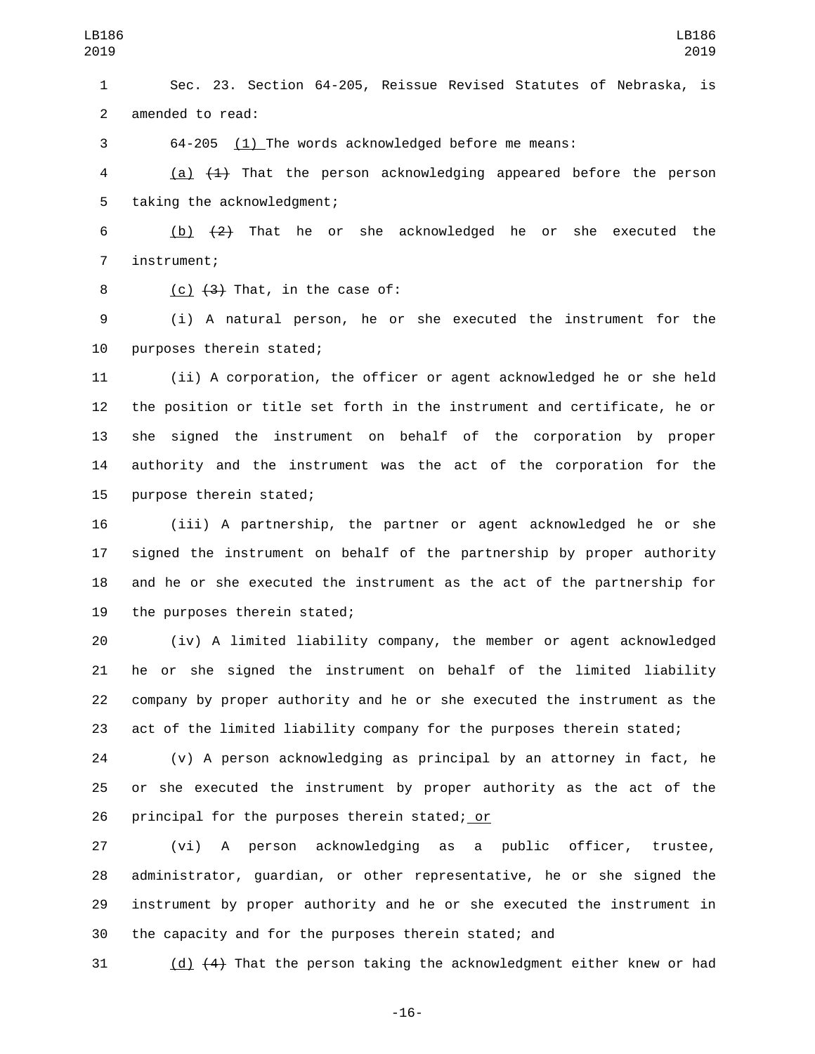Sec. 23. Section 64-205, Reissue Revised Statutes of Nebraska, is amended to read:

64-205 (1) The words acknowledged before me means:

(a) ~~(1)~~ That the person acknowledging appeared before the person taking the acknowledgment;

(b) ~~(2)~~ That he or she acknowledged he or she executed the instrument;

(c) ~~(3)~~ That, in the case of:

(i) A natural person, he or she executed the instrument for the purposes therein stated;

(ii) A corporation, the officer or agent acknowledged he or she held the position or title set forth in the instrument and certificate, he or she signed the instrument on behalf of the corporation by proper authority and the instrument was the act of the corporation for the purpose therein stated;

(iii) A partnership, the partner or agent acknowledged he or she signed the instrument on behalf of the partnership by proper authority and he or she executed the instrument as the act of the partnership for the purposes therein stated;

(iv) A limited liability company, the member or agent acknowledged he or she signed the instrument on behalf of the limited liability company by proper authority and he or she executed the instrument as the act of the limited liability company for the purposes therein stated;

(v) A person acknowledging as principal by an attorney in fact, he or she executed the instrument by proper authority as the act of the principal for the purposes therein stated; or

(vi) A person acknowledging as a public officer, trustee, administrator, guardian, or other representative, he or she signed the instrument by proper authority and he or she executed the instrument in the capacity and for the purposes therein stated; and

(d) ~~(4)~~ That the person taking the acknowledgment either knew or had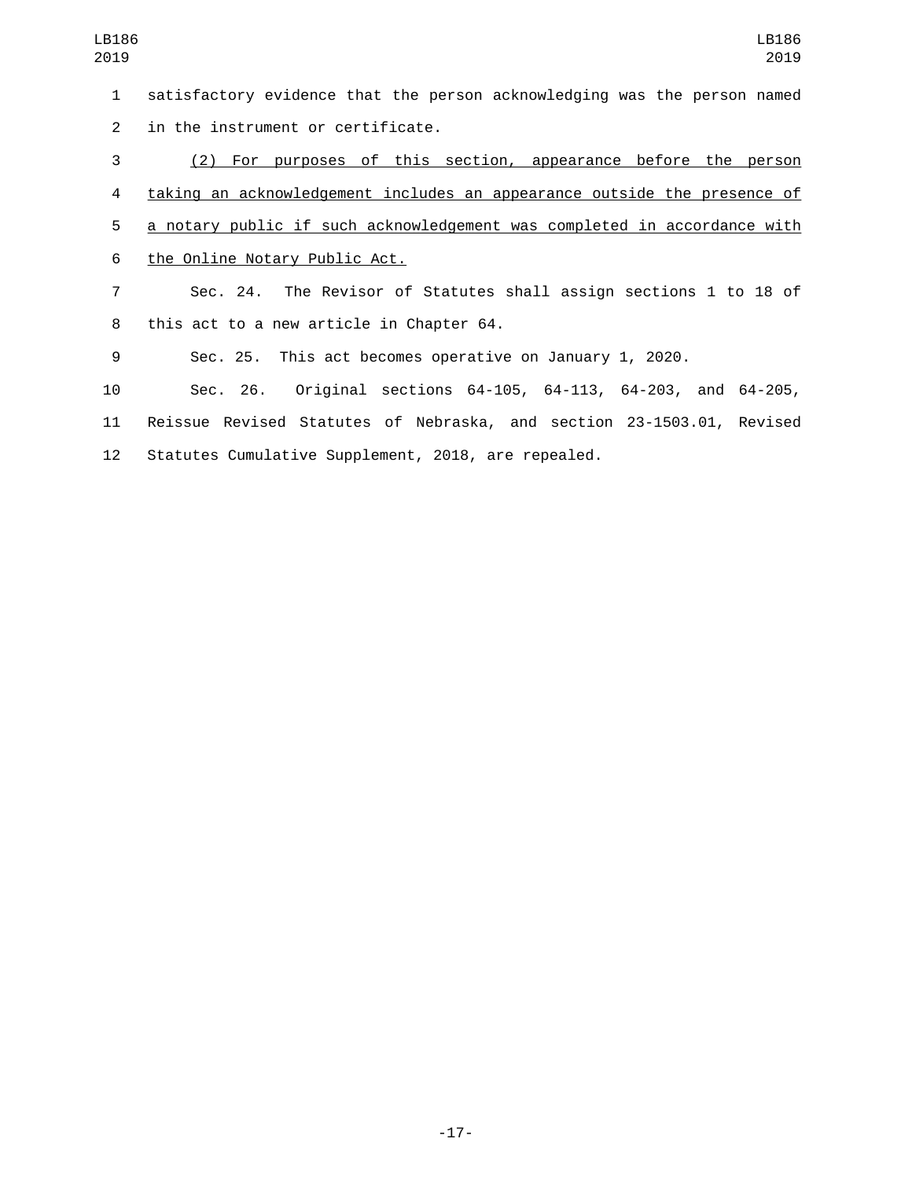satisfactory evidence that the person acknowledging was the person named in the instrument or certificate.

(2) For purposes of this section, appearance before the person taking an acknowledgement includes an appearance outside the presence of a notary public if such acknowledgement was completed in accordance with the Online Notary Public Act.

Sec. 24. The Revisor of Statutes shall assign sections 1 to 18 of this act to a new article in Chapter 64.

Sec. 25. This act becomes operative on January 1, 2020.

Sec. 26. Original sections 64-105, 64-113, 64-203, and 64-205, Reissue Revised Statutes of Nebraska, and section 23-1503.01, Revised Statutes Cumulative Supplement, 2018, are repealed.